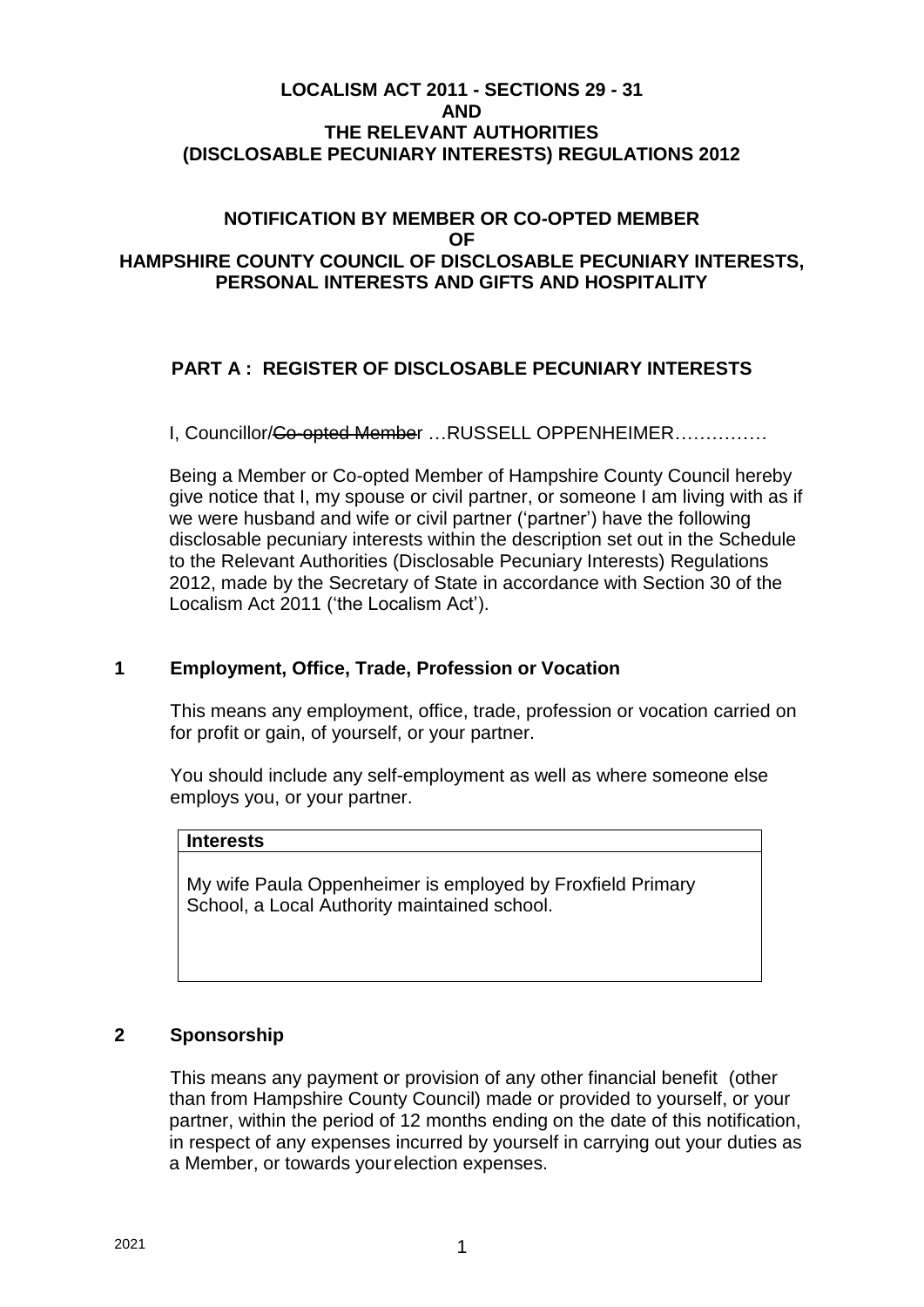**LOCALISM ACT 2011 - SECTIONS 29 - 31**
**AND**
**THE RELEVANT AUTHORITIES**
**(DISCLOSABLE PECUNIARY INTERESTS) REGULATIONS 2012**

**NOTIFICATION BY MEMBER OR CO-OPTED MEMBER**
**OF**
**HAMPSHIRE COUNTY COUNCIL OF DISCLOSABLE PECUNIARY INTERESTS, PERSONAL INTERESTS AND GIFTS AND HOSPITALITY**

## PART A : REGISTER OF DISCLOSABLE PECUNIARY INTERESTS

I, Councillor/~~Co-opted Member~~ …RUSSELL OPPENHEIMER……………

Being a Member or Co-opted Member of Hampshire County Council hereby give notice that I, my spouse or civil partner, or someone I am living with as if we were husband and wife or civil partner ('partner') have the following disclosable pecuniary interests within the description set out in the Schedule to the Relevant Authorities (Disclosable Pecuniary Interests) Regulations 2012, made by the Secretary of State in accordance with Section 30 of the Localism Act 2011 ('the Localism Act').

### 1 Employment, Office, Trade, Profession or Vocation

This means any employment, office, trade, profession or vocation carried on for profit or gain, of yourself, or your partner.

You should include any self-employment as well as where someone else employs you, or your partner.

| Interests |
|---|
| My wife Paula Oppenheimer is employed by Froxfield Primary School, a Local Authority maintained school. |

### 2 Sponsorship

This means any payment or provision of any other financial benefit (other than from Hampshire County Council) made or provided to yourself, or your partner, within the period of 12 months ending on the date of this notification, in respect of any expenses incurred by yourself in carrying out your duties as a Member, or towards your election expenses.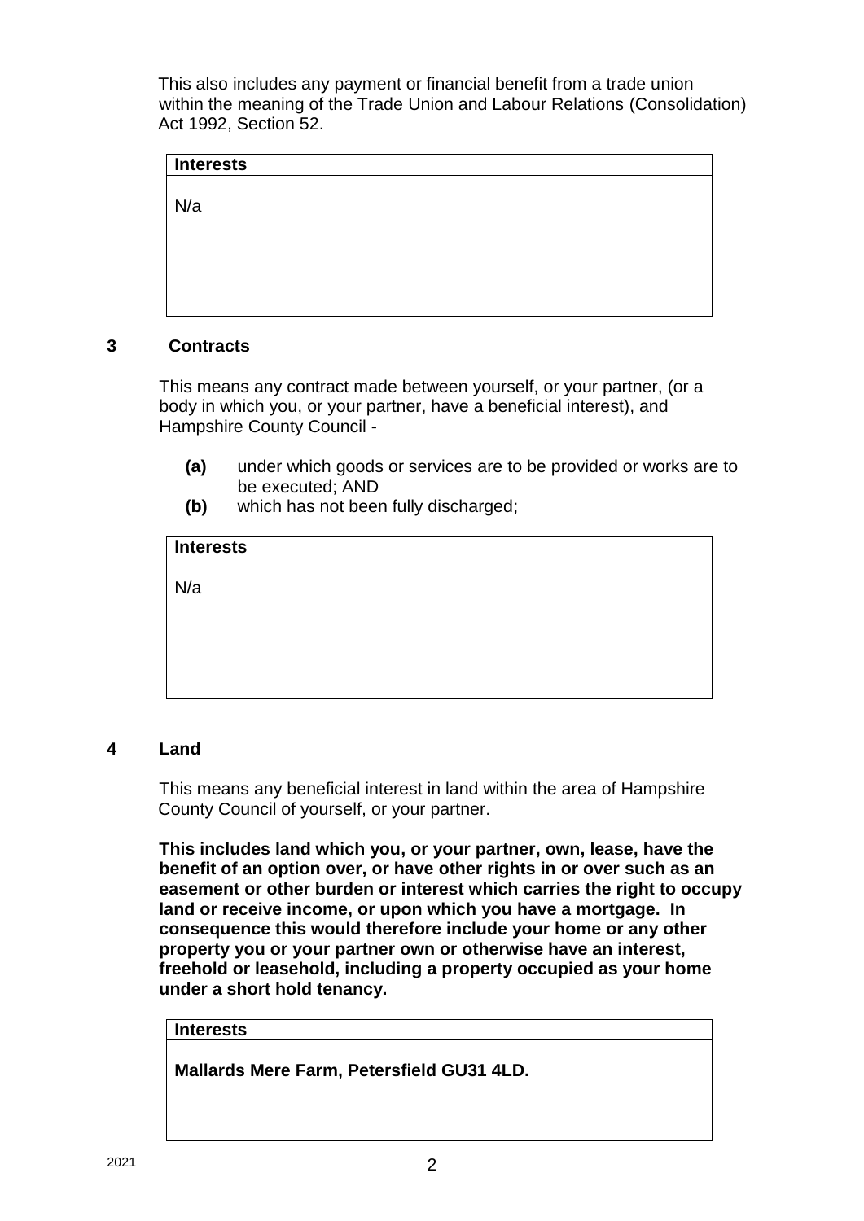This also includes any payment or financial benefit from a trade union within the meaning of the Trade Union and Labour Relations (Consolidation) Act 1992, Section 52.

| **Interests** |
| --- |
| N/a |

## 3 Contracts

This means any contract made between yourself, or your partner, (or a body in which you, or your partner, have a beneficial interest), and Hampshire County Council -

- **(a)** under which goods or services are to be provided or works are to be executed; AND
- **(b)** which has not been fully discharged;

| **Interests** |
| --- |
| N/a |

## 4 Land

This means any beneficial interest in land within the area of Hampshire County Council of yourself, or your partner.

**This includes land which you, or your partner, own, lease, have the benefit of an option over, or have other rights in or over such as an easement or other burden or interest which carries the right to occupy land or receive income, or upon which you have a mortgage. In consequence this would therefore include your home or any other property you or your partner own or otherwise have an interest, freehold or leasehold, including a property occupied as your home under a short hold tenancy.**

| **Interests** |
| --- |
| **Mallards Mere Farm, Petersfield GU31 4LD.** |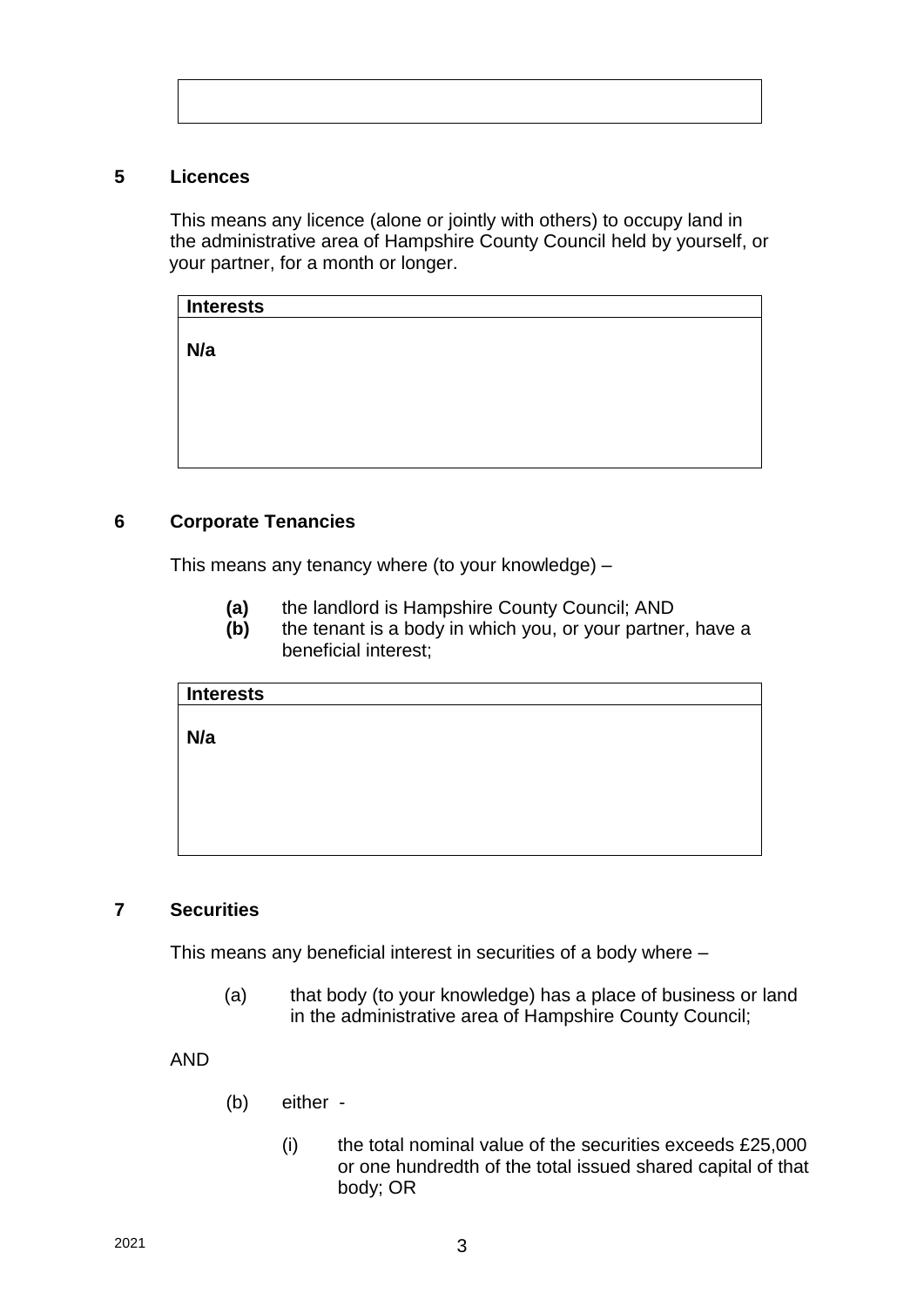|   |
|---|
|   |

## 5 Licences

This means any licence (alone or jointly with others) to occupy land in the administrative area of Hampshire County Council held by yourself, or your partner, for a month or longer.

| Interests |
|---|
| **N/a** |

## 6 Corporate Tenancies

This means any tenancy where (to your knowledge) –

**(a)** the landlord is Hampshire County Council; AND
**(b)** the tenant is a body in which you, or your partner, have a beneficial interest;

| Interests |
|---|
| **N/a** |

## 7 Securities

This means any beneficial interest in securities of a body where –

(a) that body (to your knowledge) has a place of business or land in the administrative area of Hampshire County Council;

AND

(b) either -

(i) the total nominal value of the securities exceeds £25,000 or one hundredth of the total issued shared capital of that body; OR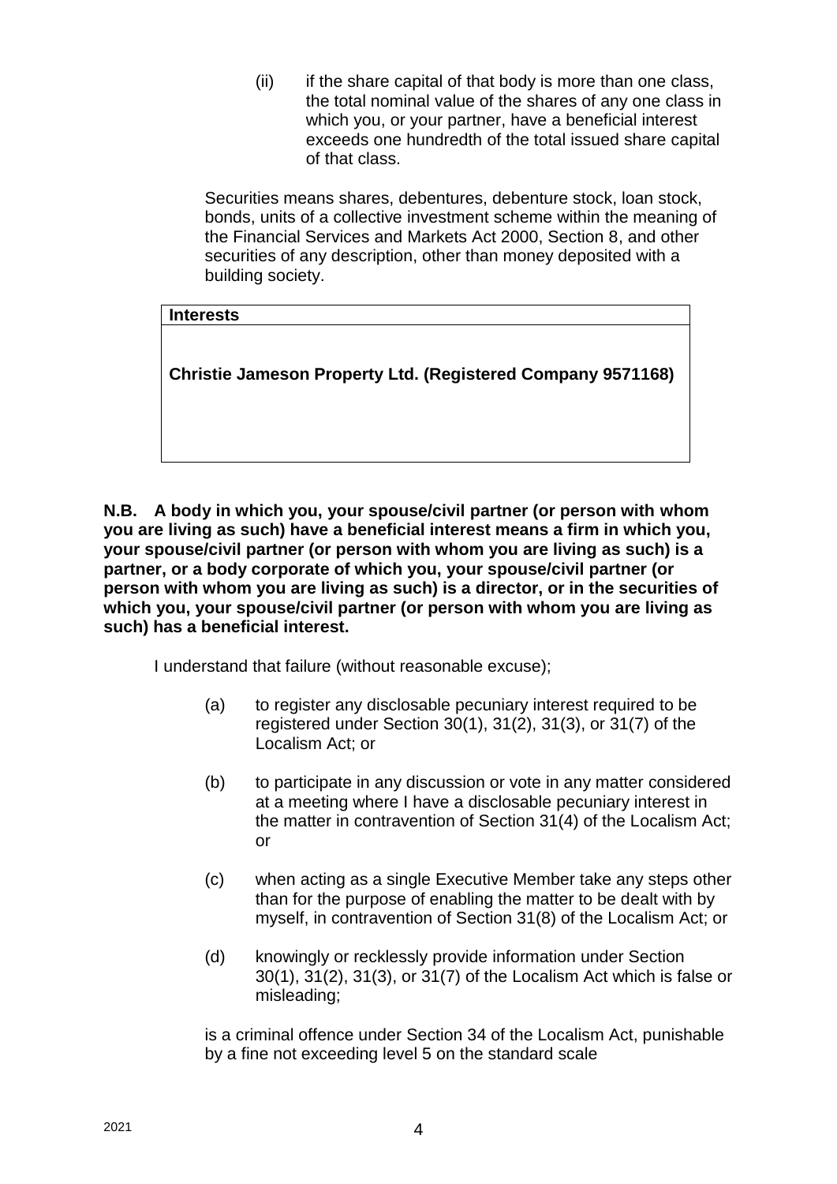(ii) if the share capital of that body is more than one class, the total nominal value of the shares of any one class in which you, or your partner, have a beneficial interest exceeds one hundredth of the total issued share capital of that class.

Securities means shares, debentures, debenture stock, loan stock, bonds, units of a collective investment scheme within the meaning of the Financial Services and Markets Act 2000, Section 8, and other securities of any description, other than money deposited with a building society.

| Interests |
| --- |
| **Christie Jameson Property Ltd. (Registered Company 9571168)** |

**N.B. A body in which you, your spouse/civil partner (or person with whom you are living as such) have a beneficial interest means a firm in which you, your spouse/civil partner (or person with whom you are living as such) is a partner, or a body corporate of which you, your spouse/civil partner (or person with whom you are living as such) is a director, or in the securities of which you, your spouse/civil partner (or person with whom you are living as such) has a beneficial interest.**

I understand that failure (without reasonable excuse);

(a) to register any disclosable pecuniary interest required to be registered under Section 30(1), 31(2), 31(3), or 31(7) of the Localism Act; or

(b) to participate in any discussion or vote in any matter considered at a meeting where I have a disclosable pecuniary interest in the matter in contravention of Section 31(4) of the Localism Act; or

(c) when acting as a single Executive Member take any steps other than for the purpose of enabling the matter to be dealt with by myself, in contravention of Section 31(8) of the Localism Act; or

(d) knowingly or recklessly provide information under Section 30(1), 31(2), 31(3), or 31(7) of the Localism Act which is false or misleading;

is a criminal offence under Section 34 of the Localism Act, punishable by a fine not exceeding level 5 on the standard scale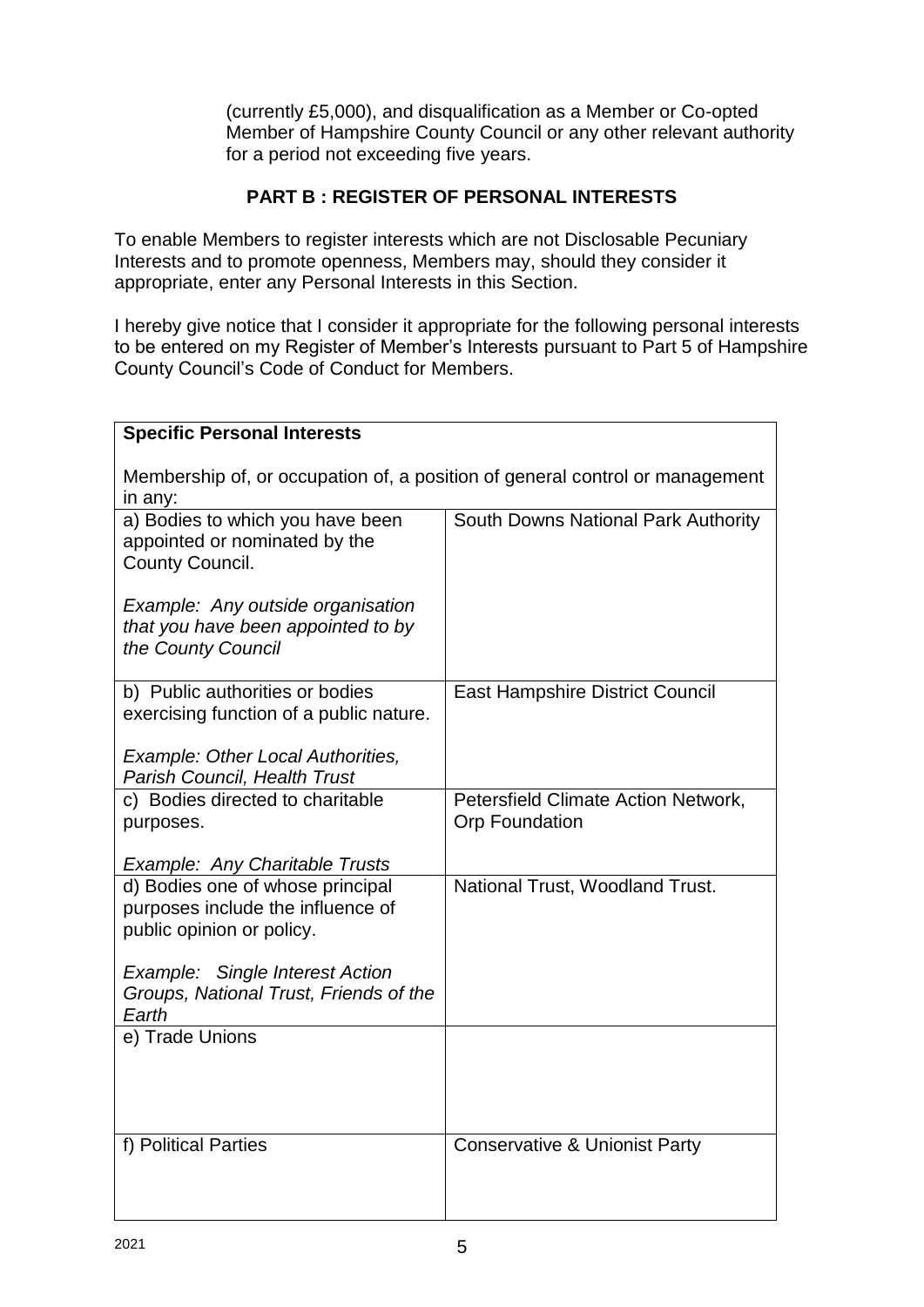(currently £5,000), and disqualification as a Member or Co-opted Member of Hampshire County Council or any other relevant authority for a period not exceeding five years.

## PART B : REGISTER OF PERSONAL INTERESTS

To enable Members to register interests which are not Disclosable Pecuniary Interests and to promote openness, Members may, should they consider it appropriate, enter any Personal Interests in this Section.

I hereby give notice that I consider it appropriate for the following personal interests to be entered on my Register of Member's Interests pursuant to Part 5 of Hampshire County Council's Code of Conduct for Members.

| **Specific Personal Interests**<br><br>Membership of, or occupation of, a position of general control or management in any: | |
|---|---|
| a) Bodies to which you have been appointed or nominated by the County Council.<br><br>*Example: Any outside organisation that you have been appointed to by the County Council* | South Downs National Park Authority |
| b) Public authorities or bodies exercising function of a public nature.<br><br>*Example: Other Local Authorities, Parish Council, Health Trust* | East Hampshire District Council |
| c) Bodies directed to charitable purposes.<br><br>*Example: Any Charitable Trusts* | Petersfield Climate Action Network, Orp Foundation |
| d) Bodies one of whose principal purposes include the influence of public opinion or policy.<br><br>*Example: Single Interest Action Groups, National Trust, Friends of the Earth* | National Trust, Woodland Trust. |
| e) Trade Unions | |
| f) Political Parties | Conservative & Unionist Party |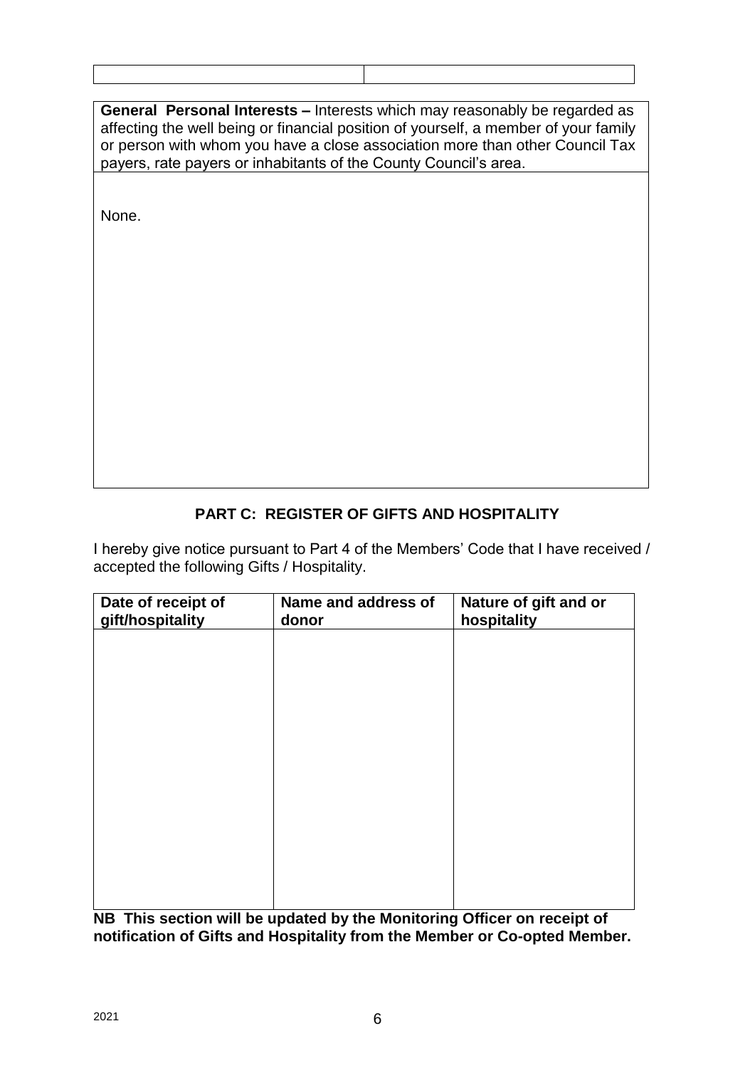| | |
|---|---|
| | |

| **General Personal Interests –** Interests which may reasonably be regarded as affecting the well being or financial position of yourself, a member of your family or person with whom you have a close association more than other Council Tax payers, rate payers or inhabitants of the County Council's area. |
|---|
| None. |

## PART C: REGISTER OF GIFTS AND HOSPITALITY

I hereby give notice pursuant to Part 4 of the Members' Code that I have received / accepted the following Gifts / Hospitality.

| Date of receipt of gift/hospitality | Name and address of donor | Nature of gift and or hospitality |
|---|---|---|
| | | |

**NB This section will be updated by the Monitoring Officer on receipt of notification of Gifts and Hospitality from the Member or Co-opted Member.**

2021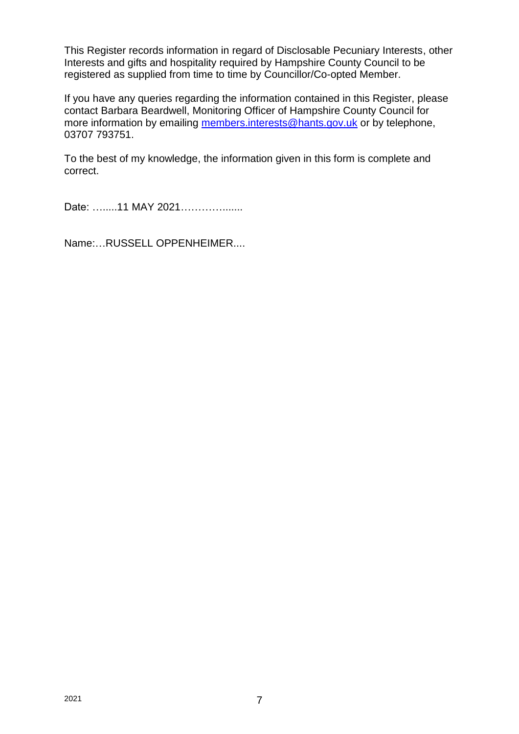This Register records information in regard of Disclosable Pecuniary Interests, other Interests and gifts and hospitality required by Hampshire County Council to be registered as supplied from time to time by Councillor/Co-opted Member.

If you have any queries regarding the information contained in this Register, please contact Barbara Beardwell, Monitoring Officer of Hampshire County Council for more information by emailing members.interests@hants.gov.uk or by telephone, 03707 793751.

To the best of my knowledge, the information given in this form is complete and correct.

Date: …......11 MAY 2021……………......

Name:…RUSSELL OPPENHEIMER....